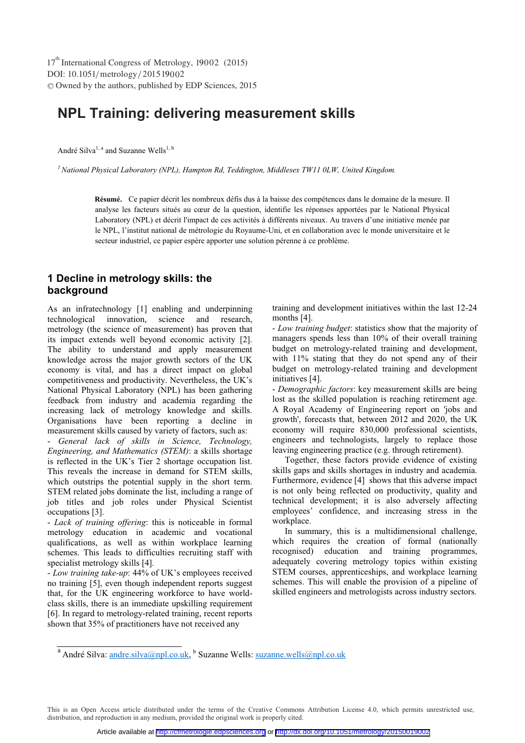# NPL Training: delivering measurement skills

André Silva[1, a] and Suzanne Wells[1, b]

[1] *National Physical Laboratory (NPL), Hampton Rd, Teddington, Middlesex TW11 0LW, United Kingdom.*

**Résumé.** Ce papier décrit les nombreux défis dus à la baisse des compétences dans le domaine de la mesure. Il analyse les facteurs situés au cœur de la question, identifie les réponses apportées par le National Physical Laboratory (NPL) et décrit l'impact de ces activités à différents niveaux. Au travers d'une initiative menée par le NPL, l'institut national de métrologie du Royaume-Uni, et en collaboration avec le monde universitaire et le secteur industriel, ce papier espère apporter une solution pérenne à ce problème.

## 1 Decline in metrology skills: the background

As an infratechnology [1] enabling and underpinning technological innovation, science and research, metrology (the science of measurement) has proven that its impact extends well beyond economic activity [2]. The ability to understand and apply measurement knowledge across the major growth sectors of the UK economy is vital, and has a direct impact on global competitiveness and productivity. Nevertheless, the UK's National Physical Laboratory (NPL) has been gathering feedback from industry and academia regarding the increasing lack of metrology knowledge and skills. Organisations have been reporting a decline in measurement skills caused by variety of factors, such as:

- *General lack of skills in Science, Technology, Engineering, and Mathematics (STEM)*: a skills shortage is reflected in the UK's Tier 2 shortage occupation list. This reveals the increase in demand for STEM skills, which outstrips the potential supply in the short term. STEM related jobs dominate the list, including a range of job titles and job roles under Physical Scientist occupations [3].
- *Lack of training offering*: this is noticeable in formal metrology education in academic and vocational qualifications, as well as within workplace learning schemes. This leads to difficulties recruiting staff with specialist metrology skills [4].
- *Low training take-up*: 44% of UK's employees received no training [5], even though independent reports suggest that, for the UK engineering workforce to have world-class skills, there is an immediate upskilling requirement [6]. In regard to metrology-related training, recent reports shown that 35% of practitioners have not received any training and development initiatives within the last 12-24 months [4].
- *Low training budget*: statistics show that the majority of managers spends less than 10% of their overall training budget on metrology-related training and development, with 11% stating that they do not spend any of their budget on metrology-related training and development initiatives [4].
- *Demographic factors*: key measurement skills are being lost as the skilled population is reaching retirement age. A Royal Academy of Engineering report on 'jobs and growth', forecasts that, between 2012 and 2020, the UK economy will require 830,000 professional scientists, engineers and technologists, largely to replace those leaving engineering practice (e.g. through retirement).

Together, these factors provide evidence of existing skills gaps and skills shortages in industry and academia. Furthermore, evidence [4] shows that this adverse impact is not only being reflected on productivity, quality and technical development; it is also adversely affecting employees' confidence, and increasing stress in the workplace.

In summary, this is a multidimensional challenge, which requires the creation of formal (nationally recognised) education and training programmes, adequately covering metrology topics within existing STEM courses, apprenticeships, and workplace learning schemes. This will enable the provision of a pipeline of skilled engineers and metrologists across industry sectors.

---

[a] André Silva: andre.silva@npl.co.uk, [b] Suzanne Wells: suzanne.wells@npl.co.uk

This is an Open Access article distributed under the terms of the Creative Commons Attribution License 4.0, which permits unrestricted use, distribution, and reproduction in any medium, provided the original work is properly cited.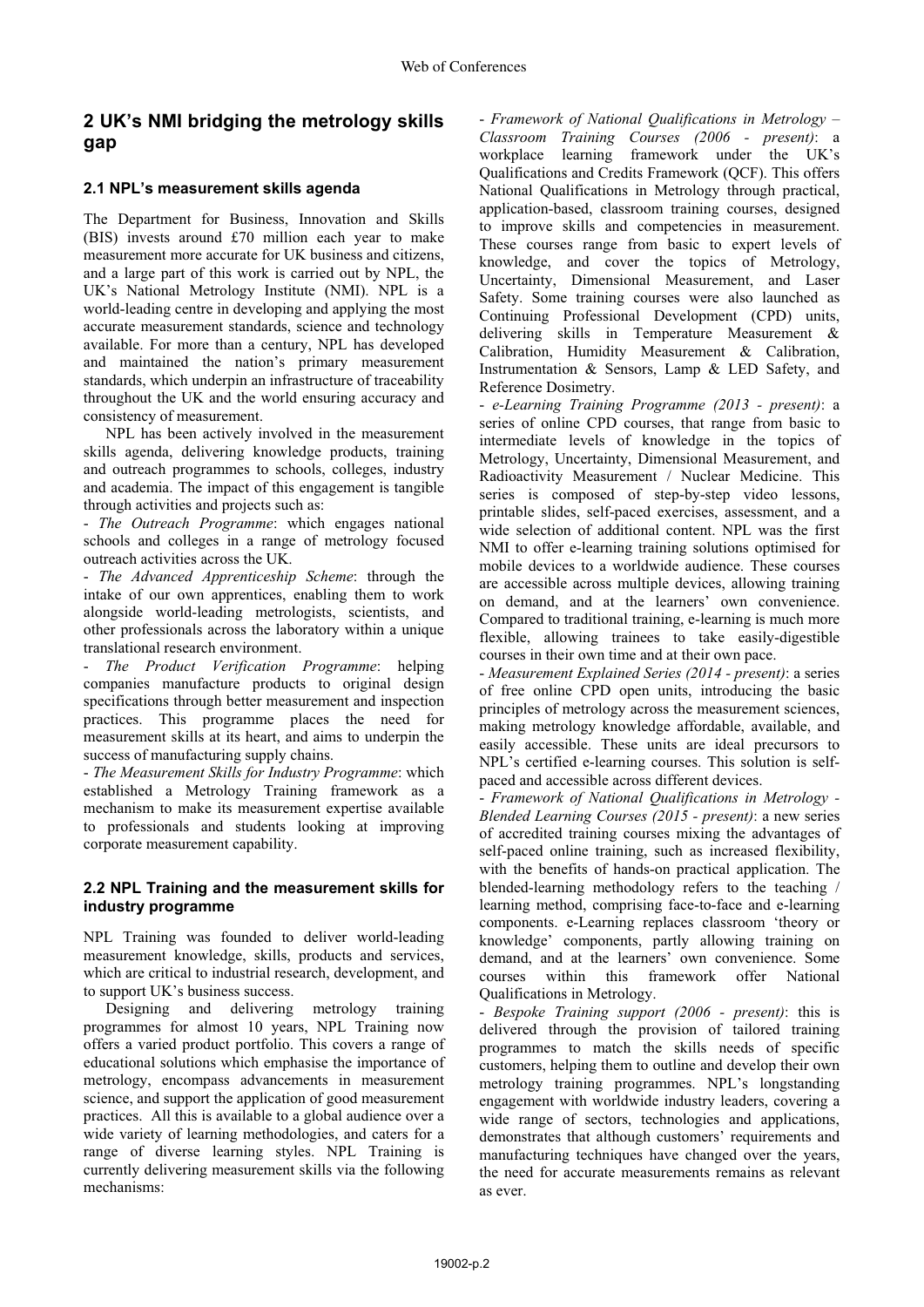## 2 UK's NMI bridging the metrology skills gap

### 2.1 NPL's measurement skills agenda

The Department for Business, Innovation and Skills (BIS) invests around £70 million each year to make measurement more accurate for UK business and citizens, and a large part of this work is carried out by NPL, the UK's National Metrology Institute (NMI). NPL is a world-leading centre in developing and applying the most accurate measurement standards, science and technology available. For more than a century, NPL has developed and maintained the nation's primary measurement standards, which underpin an infrastructure of traceability throughout the UK and the world ensuring accuracy and consistency of measurement.

NPL has been actively involved in the measurement skills agenda, delivering knowledge products, training and outreach programmes to schools, colleges, industry and academia. The impact of this engagement is tangible through activities and projects such as:

- *The Outreach Programme*: which engages national schools and colleges in a range of metrology focused outreach activities across the UK.
- *The Advanced Apprenticeship Scheme*: through the intake of our own apprentices, enabling them to work alongside world-leading metrologists, scientists, and other professionals across the laboratory within a unique translational research environment.
- *The Product Verification Programme*: helping companies manufacture products to original design specifications through better measurement and inspection practices. This programme places the need for measurement skills at its heart, and aims to underpin the success of manufacturing supply chains.
- *The Measurement Skills for Industry Programme*: which established a Metrology Training framework as a mechanism to make its measurement expertise available to professionals and students looking at improving corporate measurement capability.

### 2.2 NPL Training and the measurement skills for industry programme

NPL Training was founded to deliver world-leading measurement knowledge, skills, products and services, which are critical to industrial research, development, and to support UK's business success.

Designing and delivering metrology training programmes for almost 10 years, NPL Training now offers a varied product portfolio. This covers a range of educational solutions which emphasise the importance of metrology, encompass advancements in measurement science, and support the application of good measurement practices. All this is available to a global audience over a wide variety of learning methodologies, and caters for a range of diverse learning styles. NPL Training is currently delivering measurement skills via the following mechanisms:

- *Framework of National Qualifications in Metrology – Classroom Training Courses (2006 - present)*: a workplace learning framework under the UK's Qualifications and Credits Framework (QCF). This offers National Qualifications in Metrology through practical, application-based, classroom training courses, designed to improve skills and competencies in measurement. These courses range from basic to expert levels of knowledge, and cover the topics of Metrology, Uncertainty, Dimensional Measurement, and Laser Safety. Some training courses were also launched as Continuing Professional Development (CPD) units, delivering skills in Temperature Measurement & Calibration, Humidity Measurement & Calibration, Instrumentation & Sensors, Lamp & LED Safety, and Reference Dosimetry.
- *e-Learning Training Programme (2013 - present)*: a series of online CPD courses, that range from basic to intermediate levels of knowledge in the topics of Metrology, Uncertainty, Dimensional Measurement, and Radioactivity Measurement / Nuclear Medicine. This series is composed of step-by-step video lessons, printable slides, self-paced exercises, assessment, and a wide selection of additional content. NPL was the first NMI to offer e-learning training solutions optimised for mobile devices to a worldwide audience. These courses are accessible across multiple devices, allowing training on demand, and at the learners' own convenience. Compared to traditional training, e-learning is much more flexible, allowing trainees to take easily-digestible courses in their own time and at their own pace.
- *Measurement Explained Series (2014 - present)*: a series of free online CPD open units, introducing the basic principles of metrology across the measurement sciences, making metrology knowledge affordable, available, and easily accessible. These units are ideal precursors to NPL's certified e-learning courses. This solution is self-paced and accessible across different devices.
- *Framework of National Qualifications in Metrology - Blended Learning Courses (2015 - present)*: a new series of accredited training courses mixing the advantages of self-paced online training, such as increased flexibility, with the benefits of hands-on practical application. The blended-learning methodology refers to the teaching / learning method, comprising face-to-face and e-learning components. e-Learning replaces classroom 'theory or knowledge' components, partly allowing training on demand, and at the learners' own convenience. Some courses within this framework offer National Qualifications in Metrology.
- *Bespoke Training support (2006 - present)*: this is delivered through the provision of tailored training programmes to match the skills needs of specific customers, helping them to outline and develop their own metrology training programmes. NPL's longstanding engagement with worldwide industry leaders, covering a wide range of sectors, technologies and applications, demonstrates that although customers' requirements and manufacturing techniques have changed over the years, the need for accurate measurements remains as relevant as ever.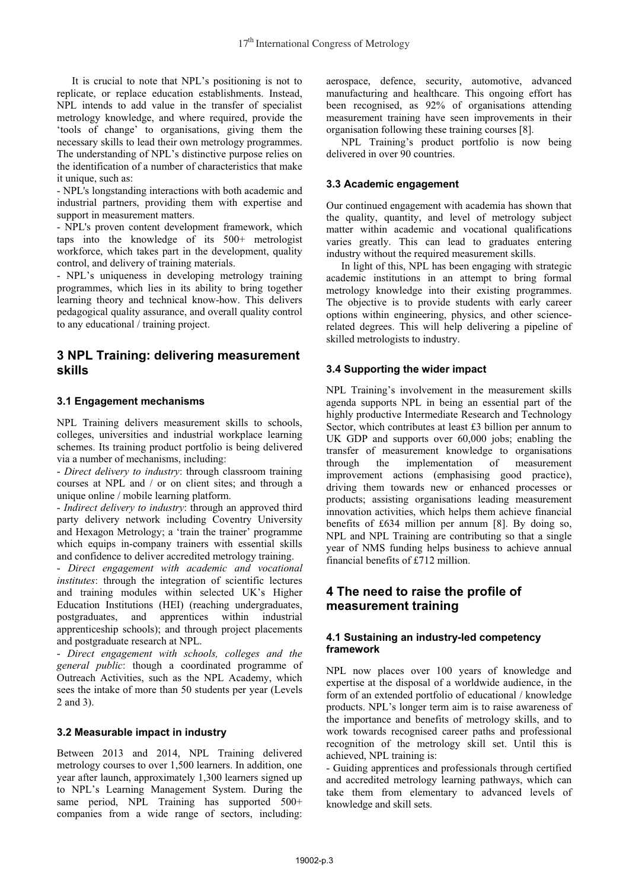It is crucial to note that NPL's positioning is not to replicate, or replace education establishments. Instead, NPL intends to add value in the transfer of specialist metrology knowledge, and where required, provide the 'tools of change' to organisations, giving them the necessary skills to lead their own metrology programmes. The understanding of NPL's distinctive purpose relies on the identification of a number of characteristics that make it unique, such as:

- NPL's longstanding interactions with both academic and industrial partners, providing them with expertise and support in measurement matters.
- NPL's proven content development framework, which taps into the knowledge of its 500+ metrologist workforce, which takes part in the development, quality control, and delivery of training materials.
- NPL's uniqueness in developing metrology training programmes, which lies in its ability to bring together learning theory and technical know-how. This delivers pedagogical quality assurance, and overall quality control to any educational / training project.

## 3 NPL Training: delivering measurement skills

### 3.1 Engagement mechanisms

NPL Training delivers measurement skills to schools, colleges, universities and industrial workplace learning schemes. Its training product portfolio is being delivered via a number of mechanisms, including:

- *Direct delivery to industry*: through classroom training courses at NPL and / or on client sites; and through a unique online / mobile learning platform.
- *Indirect delivery to industry*: through an approved third party delivery network including Coventry University and Hexagon Metrology; a 'train the trainer' programme which equips in-company trainers with essential skills and confidence to deliver accredited metrology training.
- *Direct engagement with academic and vocational institutes*: through the integration of scientific lectures and training modules within selected UK's Higher Education Institutions (HEI) (reaching undergraduates, postgraduates, and apprentices within industrial apprenticeship schools); and through project placements and postgraduate research at NPL.
- *Direct engagement with schools, colleges and the general public*: though a coordinated programme of Outreach Activities, such as the NPL Academy, which sees the intake of more than 50 students per year (Levels 2 and 3).

### 3.2 Measurable impact in industry

Between 2013 and 2014, NPL Training delivered metrology courses to over 1,500 learners. In addition, one year after launch, approximately 1,300 learners signed up to NPL's Learning Management System. During the same period, NPL Training has supported 500+ companies from a wide range of sectors, including: aerospace, defence, security, automotive, advanced manufacturing and healthcare. This ongoing effort has been recognised, as 92% of organisations attending measurement training have seen improvements in their organisation following these training courses [8].

NPL Training's product portfolio is now being delivered in over 90 countries.

### 3.3 Academic engagement

Our continued engagement with academia has shown that the quality, quantity, and level of metrology subject matter within academic and vocational qualifications varies greatly. This can lead to graduates entering industry without the required measurement skills.

In light of this, NPL has been engaging with strategic academic institutions in an attempt to bring formal metrology knowledge into their existing programmes. The objective is to provide students with early career options within engineering, physics, and other science-related degrees. This will help delivering a pipeline of skilled metrologists to industry.

### 3.4 Supporting the wider impact

NPL Training's involvement in the measurement skills agenda supports NPL in being an essential part of the highly productive Intermediate Research and Technology Sector, which contributes at least £3 billion per annum to UK GDP and supports over 60,000 jobs; enabling the transfer of measurement knowledge to organisations through the implementation of measurement improvement actions (emphasising good practice), driving them towards new or enhanced processes or products; assisting organisations leading measurement innovation activities, which helps them achieve financial benefits of £634 million per annum [8]. By doing so, NPL and NPL Training are contributing so that a single year of NMS funding helps business to achieve annual financial benefits of £712 million.

## 4 The need to raise the profile of measurement training

### 4.1 Sustaining an industry-led competency framework

NPL now places over 100 years of knowledge and expertise at the disposal of a worldwide audience, in the form of an extended portfolio of educational / knowledge products. NPL's longer term aim is to raise awareness of the importance and benefits of metrology skills, and to work towards recognised career paths and professional recognition of the metrology skill set. Until this is achieved, NPL training is:

- Guiding apprentices and professionals through certified and accredited metrology learning pathways, which can take them from elementary to advanced levels of knowledge and skill sets.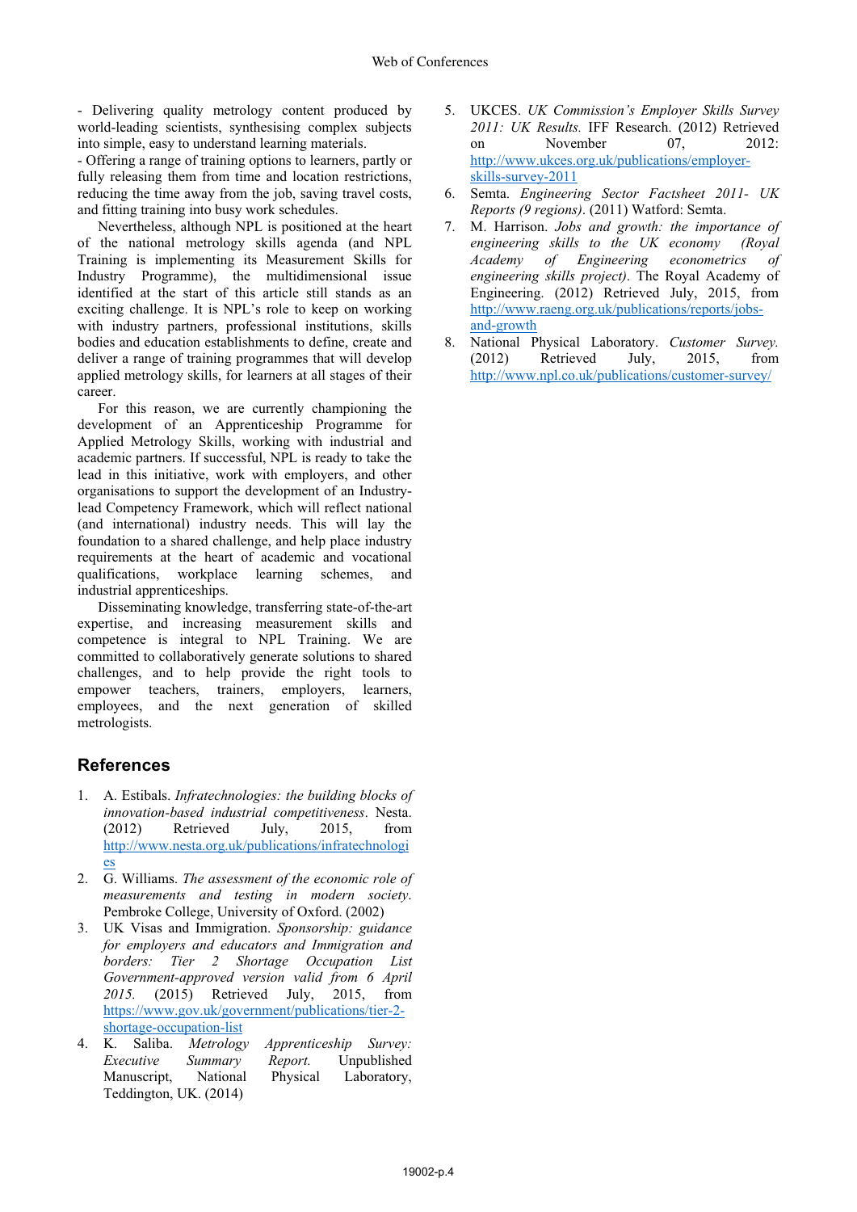- Delivering quality metrology content produced by world-leading scientists, synthesising complex subjects into simple, easy to understand learning materials.
- Offering a range of training options to learners, partly or fully releasing them from time and location restrictions, reducing the time away from the job, saving travel costs, and fitting training into busy work schedules.

Nevertheless, although NPL is positioned at the heart of the national metrology skills agenda (and NPL Training is implementing its Measurement Skills for Industry Programme), the multidimensional issue identified at the start of this article still stands as an exciting challenge. It is NPL's role to keep on working with industry partners, professional institutions, skills bodies and education establishments to define, create and deliver a range of training programmes that will develop applied metrology skills, for learners at all stages of their career.

For this reason, we are currently championing the development of an Apprenticeship Programme for Applied Metrology Skills, working with industrial and academic partners. If successful, NPL is ready to take the lead in this initiative, work with employers, and other organisations to support the development of an Industry-lead Competency Framework, which will reflect national (and international) industry needs. This will lay the foundation to a shared challenge, and help place industry requirements at the heart of academic and vocational qualifications, workplace learning schemes, and industrial apprenticeships.

Disseminating knowledge, transferring state-of-the-art expertise, and increasing measurement skills and competence is integral to NPL Training. We are committed to collaboratively generate solutions to shared challenges, and to help provide the right tools to empower teachers, trainers, employers, learners, employees, and the next generation of skilled metrologists.

## References

1. A. Estibals. *Infratechnologies: the building blocks of innovation-based industrial competitiveness*. Nesta. (2012) Retrieved July, 2015, from http://www.nesta.org.uk/publications/infratechnologies
2. G. Williams. *The assessment of the economic role of measurements and testing in modern society*. Pembroke College, University of Oxford. (2002)
3. UK Visas and Immigration. *Sponsorship: guidance for employers and educators and Immigration and borders: Tier 2 Shortage Occupation List Government-approved version valid from 6 April 2015.* (2015) Retrieved July, 2015, from https://www.gov.uk/government/publications/tier-2-shortage-occupation-list
4. K. Saliba. *Metrology Apprenticeship Survey: Executive Summary Report.* Unpublished Manuscript, National Physical Laboratory, Teddington, UK. (2014)
5. UKCES. *UK Commission's Employer Skills Survey 2011: UK Results.* IFF Research. (2012) Retrieved on November 07, 2012: http://www.ukces.org.uk/publications/employer-skills-survey-2011
6. Semta. *Engineering Sector Factsheet 2011- UK Reports (9 regions)*. (2011) Watford: Semta.
7. M. Harrison. *Jobs and growth: the importance of engineering skills to the UK economy (Royal Academy of Engineering econometrics of engineering skills project)*. The Royal Academy of Engineering. (2012) Retrieved July, 2015, from http://www.raeng.org.uk/publications/reports/jobs-and-growth
8. National Physical Laboratory. *Customer Survey.* (2012) Retrieved July, 2015, from http://www.npl.co.uk/publications/customer-survey/